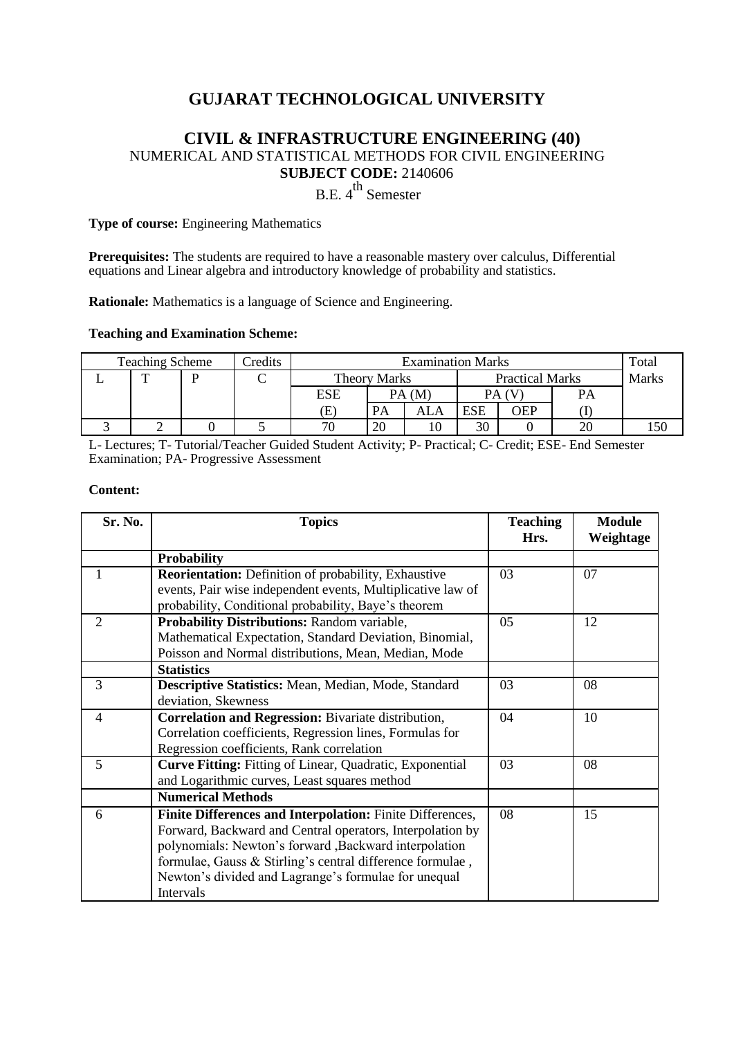# GUJARAT TECHNOLOGICAL UNIVERSITY

## CIVIL & INFRASTRUCTURE ENGINEERING (40)

NUMERICAL AND STATISTICAL METHODS FOR CIVIL ENGINEERING

**SUBJECT CODE:** 2140606

B.E. $4^{th}$ Semester

**Type of course:** Engineering Mathematics

**Prerequisites:** The students are required to have a reasonable mastery over calculus, Differential equations and Linear algebra and introductory knowledge of probability and statistics.

**Rationale:** Mathematics is a language of Science and Engineering.

**Teaching and Examination Scheme:**

| Teaching Scheme | | | Credits | Examination Marks | | | | | | Total Marks |
|---|---|---|---|---|---|---|---|---|---|---|
| L | T | P | C | Theory Marks | | | Practical Marks | | | |
| | | | | ESE | PA (M) | | PA (V) | | PA | |
| | | | | (E) | PA | ALA | ESE | OEP | (I) | |
| 3 | 2 | 0 | 5 | 70 | 20 | 10 | 30 | 0 | 20 | 150 |

L- Lectures; T- Tutorial/Teacher Guided Student Activity; P- Practical; C- Credit; ESE- End Semester Examination; PA- Progressive Assessment

**Content:**

| Sr. No. | Topics | Teaching Hrs. | Module Weightage |
|---|---|---|---|
| | **Probability** | | |
| 1 | **Reorientation:** Definition of probability, Exhaustive events, Pair wise independent events, Multiplicative law of probability, Conditional probability, Baye's theorem | 03 | 07 |
| 2 | **Probability Distributions:** Random variable, Mathematical Expectation, Standard Deviation, Binomial, Poisson and Normal distributions, Mean, Median, Mode | 05 | 12 |
| | **Statistics** | | |
| 3 | **Descriptive Statistics:** Mean, Median, Mode, Standard deviation, Skewness | 03 | 08 |
| 4 | **Correlation and Regression:** Bivariate distribution, Correlation coefficients, Regression lines, Formulas for Regression coefficients, Rank correlation | 04 | 10 |
| 5 | **Curve Fitting:** Fitting of Linear, Quadratic, Exponential and Logarithmic curves, Least squares method | 03 | 08 |
| | **Numerical Methods** | | |
| 6 | **Finite Differences and Interpolation:** Finite Differences, Forward, Backward and Central operators, Interpolation by polynomials: Newton's forward ,Backward interpolation formulae, Gauss & Stirling's central difference formulae , Newton's divided and Lagrange's formulae for unequal Intervals | 08 | 15 |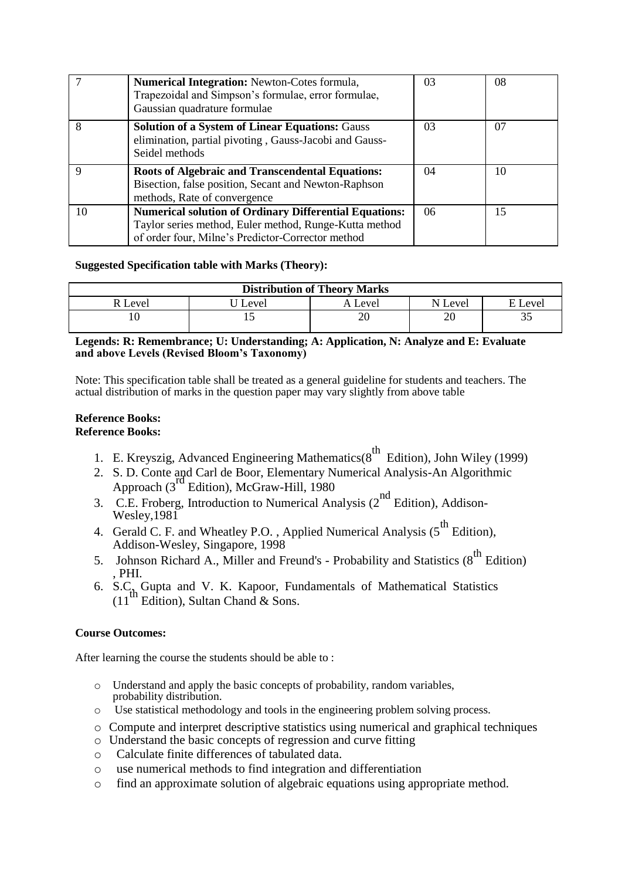| 7 | **Numerical Integration:** Newton-Cotes formula, Trapezoidal and Simpson's formulae, error formulae, Gaussian quadrature formulae | 03 | 08 |
|---|---|---|---|
| 8 | **Solution of a System of Linear Equations:** Gauss elimination, partial pivoting , Gauss-Jacobi and Gauss-Seidel methods | 03 | 07 |
| 9 | **Roots of Algebraic and Transcendental Equations:** Bisection, false position, Secant and Newton-Raphson methods, Rate of convergence | 04 | 10 |
| 10 | **Numerical solution of Ordinary Differential Equations:** Taylor series method, Euler method, Runge-Kutta method of order four, Milne's Predictor-Corrector method | 06 | 15 |

**Suggested Specification table with Marks (Theory):**

| Distribution of Theory Marks | | | | |
|---|---|---|---|---|
| R Level | U Level | A Level | N Level | E Level |
| 10 | 15 | 20 | 20 | 35 |

**Legends: R: Remembrance; U: Understanding; A: Application, N: Analyze and E: Evaluate and above Levels (Revised Bloom's Taxonomy)**

Note: This specification table shall be treated as a general guideline for students and teachers. The actual distribution of marks in the question paper may vary slightly from above table

**Reference Books:**
**Reference Books:**

1. E. Kreyszig, Advanced Engineering Mathematics(8th Edition), John Wiley (1999)
2. S. D. Conte and Carl de Boor, Elementary Numerical Analysis-An Algorithmic Approach (3rd Edition), McGraw-Hill, 1980
3. C.E. Froberg, Introduction to Numerical Analysis (2nd Edition), Addison-Wesley,1981
4. Gerald C. F. and Wheatley P.O. , Applied Numerical Analysis (5th Edition), Addison-Wesley, Singapore, 1998
5. Johnson Richard A., Miller and Freund's - Probability and Statistics (8th Edition) , PHI.
6. S.C. Gupta and V. K. Kapoor, Fundamentals of Mathematical Statistics (11th Edition), Sultan Chand & Sons.

**Course Outcomes:**

After learning the course the students should be able to :

- Understand and apply the basic concepts of probability, random variables, probability distribution.
- Use statistical methodology and tools in the engineering problem solving process.
- Compute and interpret descriptive statistics using numerical and graphical techniques
- Understand the basic concepts of regression and curve fitting
- Calculate finite differences of tabulated data.
- use numerical methods to find integration and differentiation
- find an approximate solution of algebraic equations using appropriate method.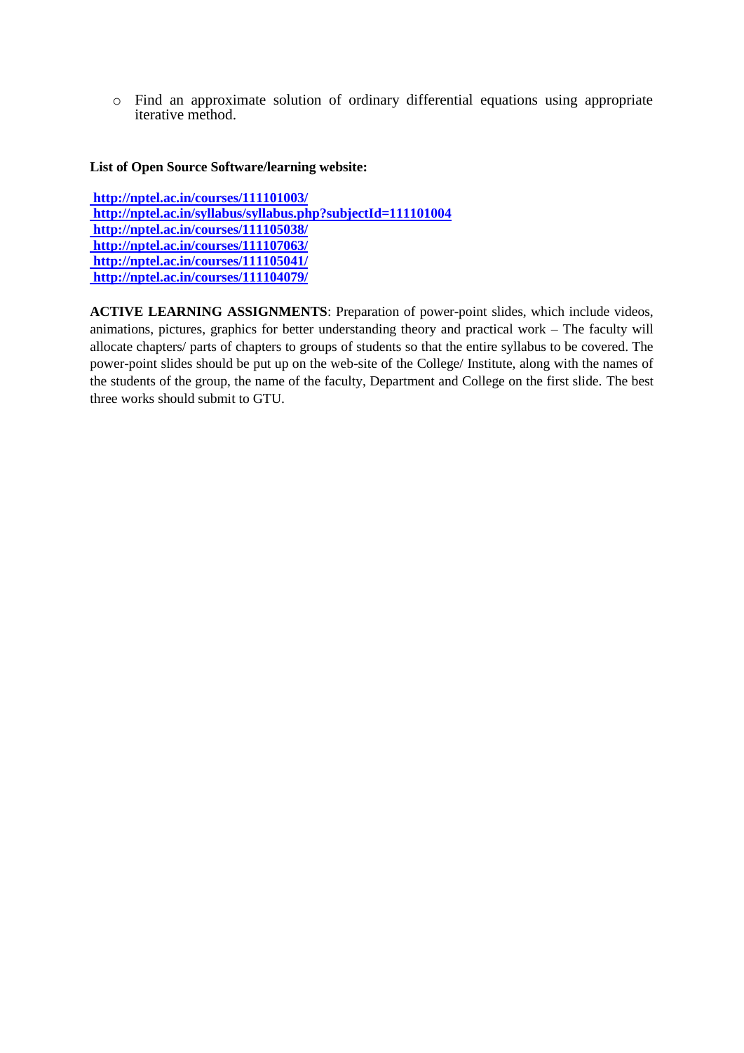- Find an approximate solution of ordinary differential equations using appropriate iterative method.

**List of Open Source Software/learning website:**

http://nptel.ac.in/courses/111101003/
http://nptel.ac.in/syllabus/syllabus.php?subjectId=111101004
http://nptel.ac.in/courses/111105038/
http://nptel.ac.in/courses/111107063/
http://nptel.ac.in/courses/111105041/
http://nptel.ac.in/courses/111104079/

**ACTIVE LEARNING ASSIGNMENTS**: Preparation of power-point slides, which include videos, animations, pictures, graphics for better understanding theory and practical work – The faculty will allocate chapters/ parts of chapters to groups of students so that the entire syllabus to be covered. The power-point slides should be put up on the web-site of the College/ Institute, along with the names of the students of the group, the name of the faculty, Department and College on the first slide. The best three works should submit to GTU.